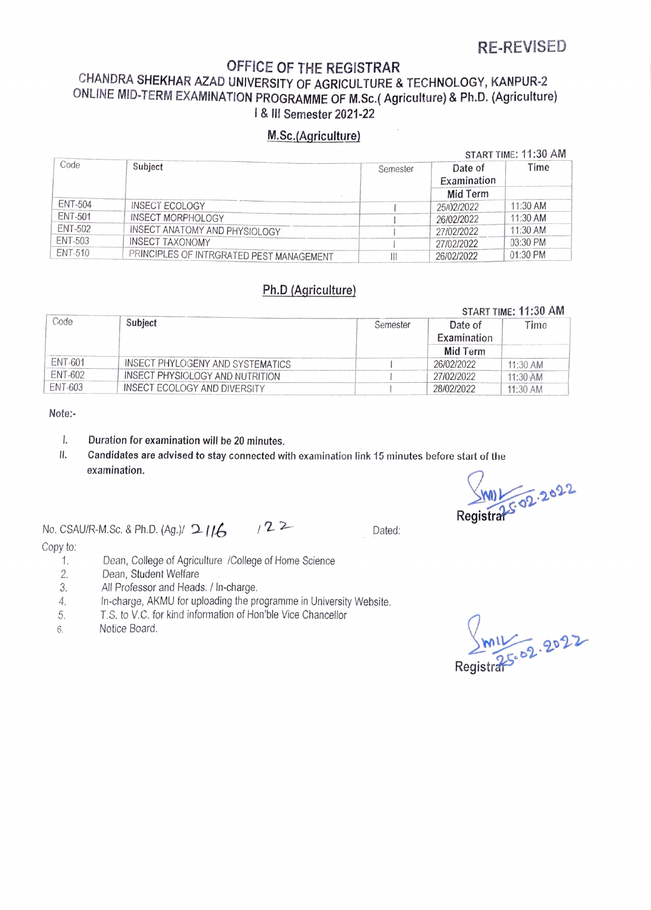RE-REVISED

# OFFICE OF THE REGISTRAR

## CHANDRA SHEKHAR AZAD UNIVERSITY OF AGRICULTURE & TECHNOLOGY, KANPUR-2

## ONLINE MID-TERM EXAMINATION PROGRAMME OF M.Sc.( Agriculture) & Ph.D. (Agriculture)

### I & III Semester 2021-22

### M.Sc.(Agriculture)

START TIME: 11:30 AM

| Code | Subject | Semester | Date of Examination | Time |
|---|---|---|---|---|
| | | | Mid Term | |
| ENT-504 | INSECT ECOLOGY | I | 25/02/2022 | 11:30 AM |
| ENT-501 | INSECT MORPHOLOGY | I | 26/02/2022 | 11:30 AM |
| ENT-502 | INSECT ANATOMY AND PHYSIOLOGY | I | 27/02/2022 | 11:30 AM |
| ENT-503 | INSECT TAXONOMY | I | 27/02/2022 | 03:30 PM |
| ENT-510 | PRINCIPLES OF INTRGRATED PEST MANAGEMENT | III | 26/02/2022 | 01:30 PM |

### Ph.D (Agriculture)

START TIME: 11:30 AM

| Code | Subject | Semester | Date of Examination | Time |
|---|---|---|---|---|
| | | | Mid Term | |
| ENT-601 | INSECT PHYLOGENY AND SYSTEMATICS | I | 26/02/2022 | 11:30 AM |
| ENT-602 | INSECT PHYSIOLOGY AND NUTRITION | I | 27/02/2022 | 11:30 AM |
| ENT-603 | INSECT ECOLOGY AND DIVERSITY | I | 28/02/2022 | 11:30 AM |

Note:-

I. **Duration for examination will be 20 minutes.**

II. **Candidates are advised to stay connected with examination link 15 minutes before start of the examination.**

Registrar
25.02.2022

No. CSAU/R-M.Sc. & Ph.D. (Ag.)/ 2116 /22 Dated:

Copy to:

1. Dean, College of Agriculture /College of Home Science
2. Dean, Student Welfare
3. All Professor and Heads. / In-charge.
4. In-charge, AKMU for uploading the programme in University Website.
5. T.S. to V.C. for kind information of Hon'ble Vice Chancellor
6. Notice Board.

Registrar
25.02.2022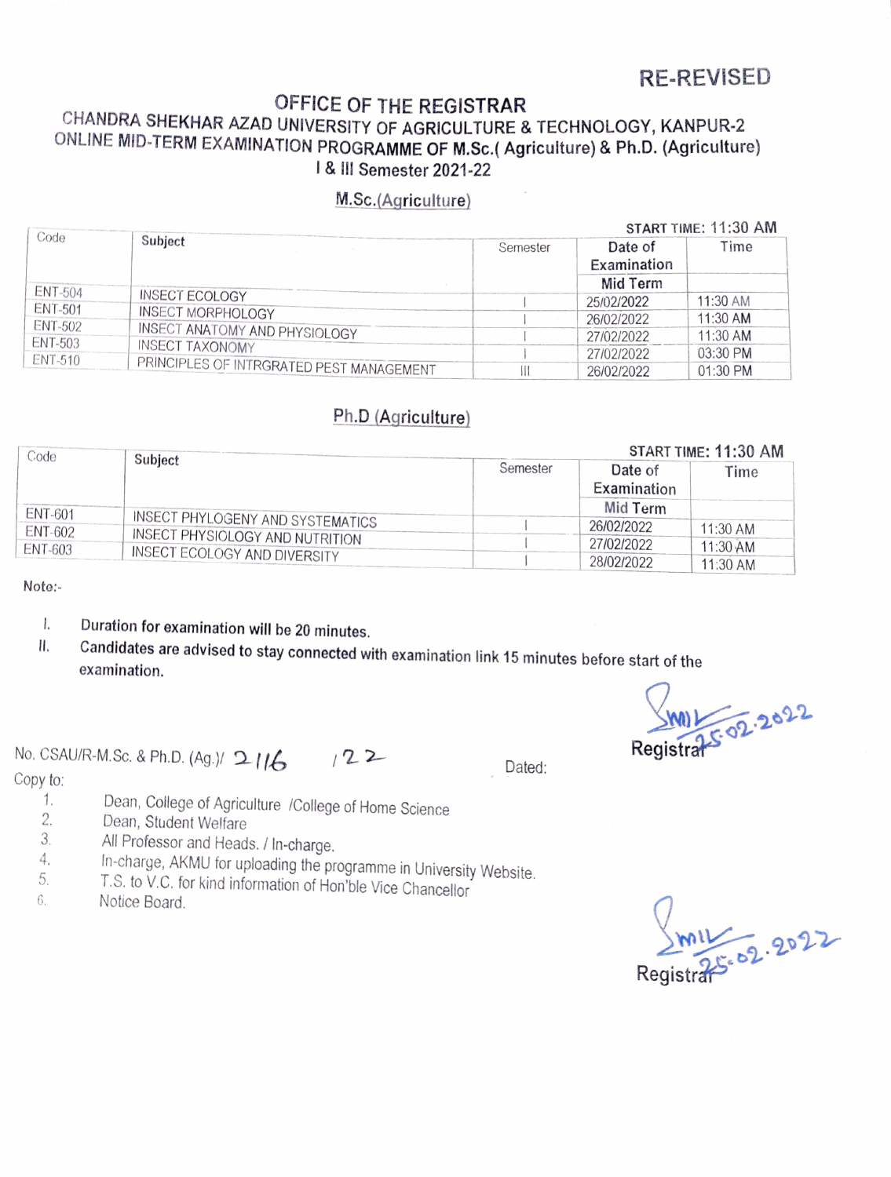RE-REVISED

# OFFICE OF THE REGISTRAR

## CHANDRA SHEKHAR AZAD UNIVERSITY OF AGRICULTURE & TECHNOLOGY, KANPUR-2

## ONLINE MID-TERM EXAMINATION PROGRAMME OF M.Sc.( Agriculture) & Ph.D. (Agriculture)

### I & III Semester 2021-22

### M.Sc.(Agriculture)

START TIME: 11:30 AM

| Code | Subject | Semester | Date of Examination | Time |
|---|---|---|---|---|
| | | | Mid Term | |
| ENT-504 | INSECT ECOLOGY | I | 25/02/2022 | 11:30 AM |
| ENT-501 | INSECT MORPHOLOGY | I | 26/02/2022 | 11:30 AM |
| ENT-502 | INSECT ANATOMY AND PHYSIOLOGY | I | 27/02/2022 | 11:30 AM |
| ENT-503 | INSECT TAXONOMY | I | 27/02/2022 | 03:30 PM |
| ENT-510 | PRINCIPLES OF INTRGRATED PEST MANAGEMENT | III | 26/02/2022 | 01:30 PM |

### Ph.D (Agriculture)

START TIME: 11:30 AM

| Code | Subject | Semester | Date of Examination | Time |
|---|---|---|---|---|
| | | | Mid Term | |
| ENT-601 | INSECT PHYLOGENY AND SYSTEMATICS | I | 26/02/2022 | 11:30 AM |
| ENT-602 | INSECT PHYSIOLOGY AND NUTRITION | I | 27/02/2022 | 11:30 AM |
| ENT-603 | INSECT ECOLOGY AND DIVERSITY | I | 28/02/2022 | 11:30 AM |

Note:-

I. **Duration for examination will be 20 minutes.**

II. **Candidates are advised to stay connected with examination link 15 minutes before start of the examination.**

Registrar
25.02.2022

No. CSAU/R-M.Sc. & Ph.D. (Ag.)/ 2116 /22 Dated:

Copy to:

1. Dean, College of Agriculture /College of Home Science
2. Dean, Student Welfare
3. All Professor and Heads. / In-charge.
4. In-charge, AKMU for uploading the programme in University Website.
5. T.S. to V.C. for kind information of Hon'ble Vice Chancellor
6. Notice Board.

Registrar
25.02.2022